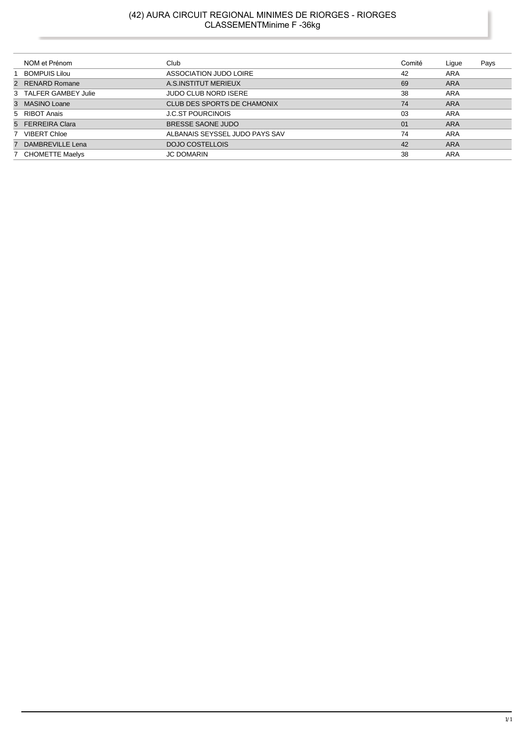# (42) AURA CIRCUIT REGIONAL MINIMES DE RIORGES - RIORGES
## CLASSEMENTMinime F -36kg

| | NOM et Prénom | Club | Comité | Ligue | Pays |
|---|---|---|---|---|---|
| 1 | BOMPUIS Lilou | ASSOCIATION JUDO LOIRE | 42 | ARA | |
| 2 | RENARD Romane | A.S.INSTITUT MERIEUX | 69 | ARA | |
| 3 | TALFER GAMBEY Julie | JUDO CLUB NORD ISERE | 38 | ARA | |
| 3 | MASINO Loane | CLUB DES SPORTS DE CHAMONIX | 74 | ARA | |
| 5 | RIBOT Anais | J.C.ST POURCINOIS | 03 | ARA | |
| 5 | FERREIRA Clara | BRESSE SAONE JUDO | 01 | ARA | |
| 7 | VIBERT Chloe | ALBANAIS SEYSSEL JUDO PAYS SAV | 74 | ARA | |
| 7 | DAMBREVILLE Lena | DOJO COSTELLOIS | 42 | ARA | |
| 7 | CHOMETTE Maelys | JC DOMARIN | 38 | ARA | |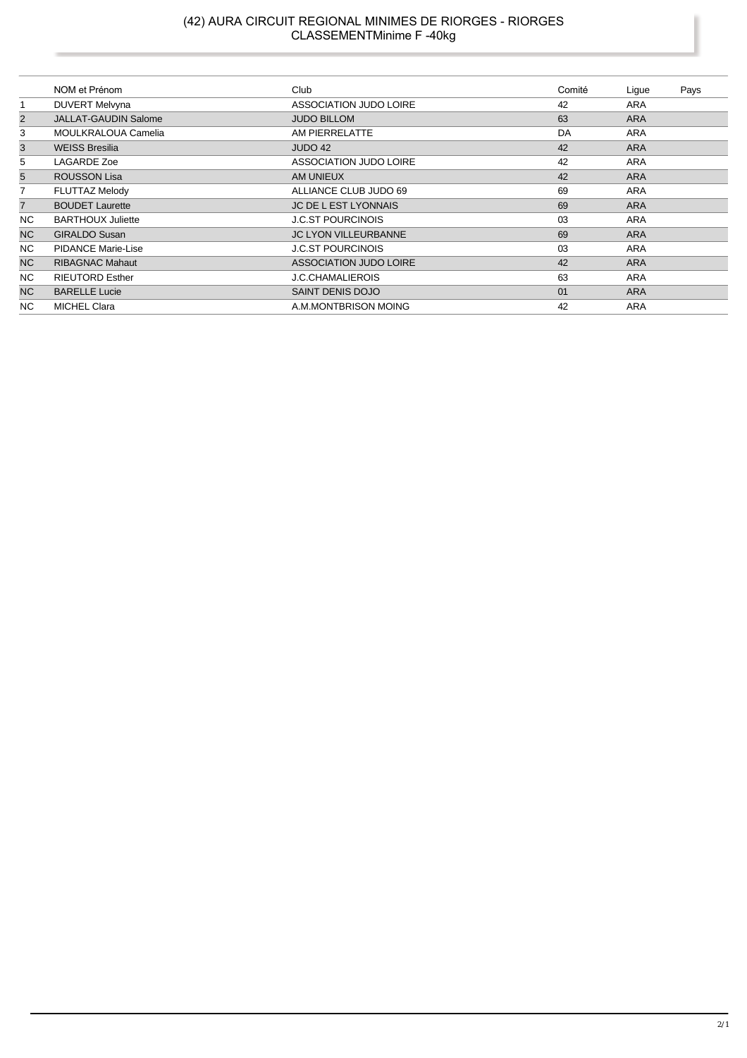# (42) AURA CIRCUIT REGIONAL MINIMES DE RIORGES - RIORGES
## CLASSEMENTMinime F -40kg

| | NOM et Prénom | Club | Comité | Ligue | Pays |
|---|---|---|---|---|---|
| 1 | DUVERT Melvyna | ASSOCIATION JUDO LOIRE | 42 | ARA | |
| 2 | JALLAT-GAUDIN Salome | JUDO BILLOM | 63 | ARA | |
| 3 | MOULKRALOUA Camelia | AM PIERRELATTE | DA | ARA | |
| 3 | WEISS Bresilia | JUDO 42 | 42 | ARA | |
| 5 | LAGARDE Zoe | ASSOCIATION JUDO LOIRE | 42 | ARA | |
| 5 | ROUSSON Lisa | AM UNIEUX | 42 | ARA | |
| 7 | FLUTTAZ Melody | ALLIANCE CLUB JUDO 69 | 69 | ARA | |
| 7 | BOUDET Laurette | JC DE L EST LYONNAIS | 69 | ARA | |
| NC | BARTHOUX Juliette | J.C.ST POURCINOIS | 03 | ARA | |
| NC | GIRALDO Susan | JC LYON VILLEURBANNE | 69 | ARA | |
| NC | PIDANCE Marie-Lise | J.C.ST POURCINOIS | 03 | ARA | |
| NC | RIBAGNAC Mahaut | ASSOCIATION JUDO LOIRE | 42 | ARA | |
| NC | RIEUTORD Esther | J.C.CHAMALIEROIS | 63 | ARA | |
| NC | BARELLE Lucie | SAINT DENIS DOJO | 01 | ARA | |
| NC | MICHEL Clara | A.M.MONTBRISON MOING | 42 | ARA | |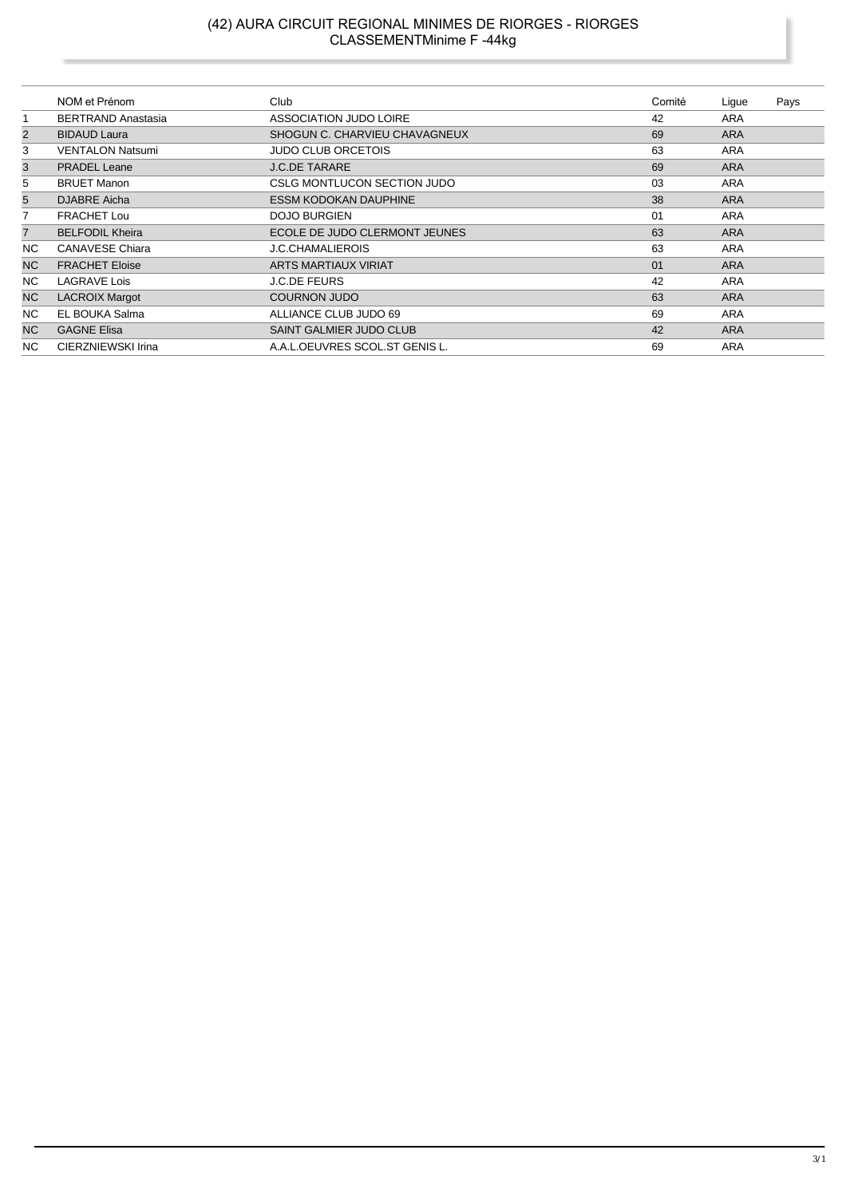# (42) AURA CIRCUIT REGIONAL MINIMES DE RIORGES - RIORGES

## CLASSEMENTMinime F -44kg

| | NOM et Prénom | Club | Comité | Ligue | Pays |
|---|---|---|---|---|---|
| 1 | BERTRAND Anastasia | ASSOCIATION JUDO LOIRE | 42 | ARA | |
| 2 | BIDAUD Laura | SHOGUN C. CHARVIEU CHAVAGNEUX | 69 | ARA | |
| 3 | VENTALON Natsumi | JUDO CLUB ORCETOIS | 63 | ARA | |
| 3 | PRADEL Leane | J.C.DE TARARE | 69 | ARA | |
| 5 | BRUET Manon | CSLG MONTLUCON SECTION JUDO | 03 | ARA | |
| 5 | DJABRE Aicha | ESSM KODOKAN DAUPHINE | 38 | ARA | |
| 7 | FRACHET Lou | DOJO BURGIEN | 01 | ARA | |
| 7 | BELFODIL Kheira | ECOLE DE JUDO CLERMONT JEUNES | 63 | ARA | |
| NC | CANAVESE Chiara | J.C.CHAMALIEROIS | 63 | ARA | |
| NC | FRACHET Eloise | ARTS MARTIAUX VIRIAT | 01 | ARA | |
| NC | LAGRAVE Lois | J.C.DE FEURS | 42 | ARA | |
| NC | LACROIX Margot | COURNON JUDO | 63 | ARA | |
| NC | EL BOUKA Salma | ALLIANCE CLUB JUDO 69 | 69 | ARA | |
| NC | GAGNE Elisa | SAINT GALMIER JUDO CLUB | 42 | ARA | |
| NC | CIERZNIEWSKI Irina | A.A.L.OEUVRES SCOL.ST GENIS L. | 69 | ARA | |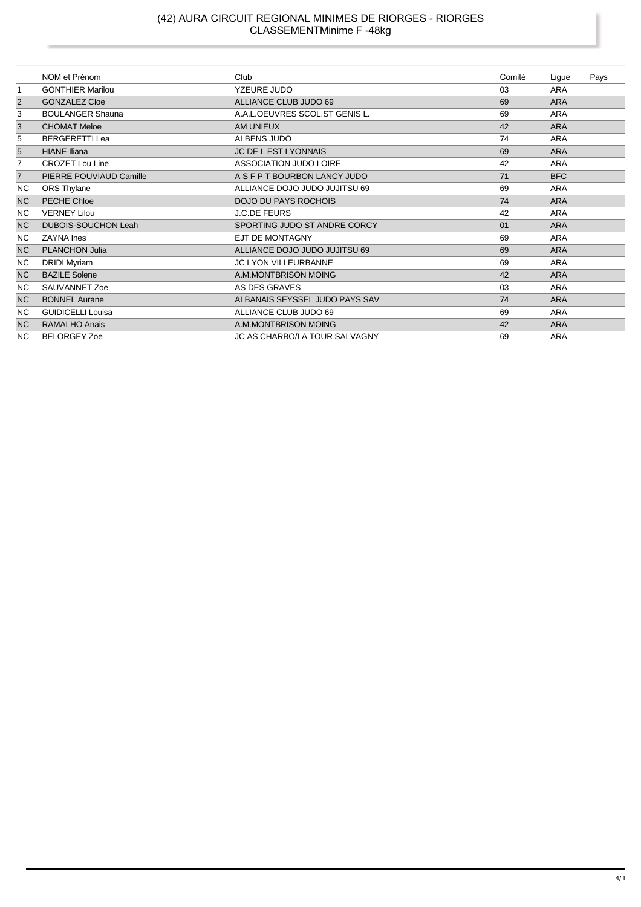# (42) AURA CIRCUIT REGIONAL MINIMES DE RIORGES - RIORGES
## CLASSEMENTMinime F -48kg

| | NOM et Prénom | Club | Comité | Ligue | Pays |
|---|---|---|---|---|---|
| 1 | GONTHIER Marilou | YZEURE JUDO | 03 | ARA | |
| 2 | GONZALEZ Cloe | ALLIANCE CLUB JUDO 69 | 69 | ARA | |
| 3 | BOULANGER Shauna | A.A.L.OEUVRES SCOL.ST GENIS L. | 69 | ARA | |
| 3 | CHOMAT Meloe | AM UNIEUX | 42 | ARA | |
| 5 | BERGERETTI Lea | ALBENS JUDO | 74 | ARA | |
| 5 | HIANE Iliana | JC DE L EST LYONNAIS | 69 | ARA | |
| 7 | CROZET Lou Line | ASSOCIATION JUDO LOIRE | 42 | ARA | |
| 7 | PIERRE POUVIAUD Camille | A S F P T BOURBON LANCY JUDO | 71 | BFC | |
| NC | ORS Thylane | ALLIANCE DOJO JUDO JUJITSU 69 | 69 | ARA | |
| NC | PECHE Chloe | DOJO DU PAYS ROCHOIS | 74 | ARA | |
| NC | VERNEY Lilou | J.C.DE FEURS | 42 | ARA | |
| NC | DUBOIS-SOUCHON Leah | SPORTING JUDO ST ANDRE CORCY | 01 | ARA | |
| NC | ZAYNA Ines | EJT DE MONTAGNY | 69 | ARA | |
| NC | PLANCHON Julia | ALLIANCE DOJO JUDO JUJITSU 69 | 69 | ARA | |
| NC | DRIDI Myriam | JC LYON VILLEURBANNE | 69 | ARA | |
| NC | BAZILE Solene | A.M.MONTBRISON MOING | 42 | ARA | |
| NC | SAUVANNET Zoe | AS DES GRAVES | 03 | ARA | |
| NC | BONNEL Aurane | ALBANAIS SEYSSEL JUDO PAYS SAV | 74 | ARA | |
| NC | GUIDICELLI Louisa | ALLIANCE CLUB JUDO 69 | 69 | ARA | |
| NC | RAMALHO Anais | A.M.MONTBRISON MOING | 42 | ARA | |
| NC | BELORGEY Zoe | JC AS CHARBO/LA TOUR SALVAGNY | 69 | ARA | |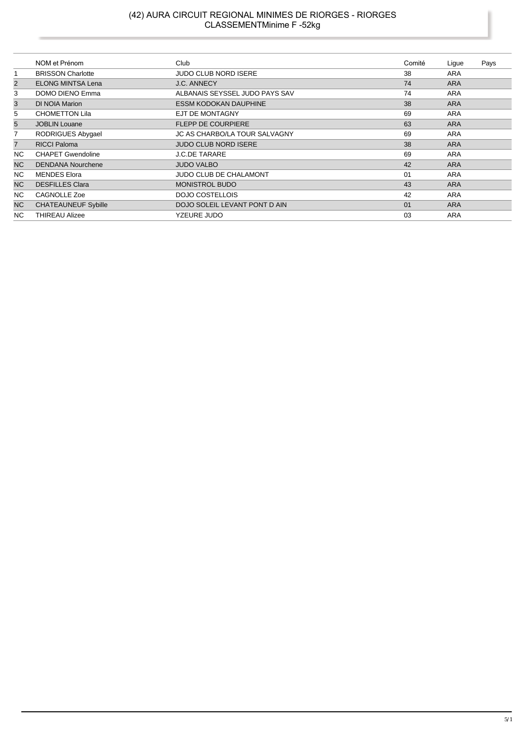# (42) AURA CIRCUIT REGIONAL MINIMES DE RIORGES - RIORGES
## CLASSEMENTMinime F -52kg

| | NOM et Prénom | Club | Comité | Ligue | Pays |
|---|---|---|---|---|---|
| 1 | BRISSON Charlotte | JUDO CLUB NORD ISERE | 38 | ARA | |
| 2 | ELONG MINTSA Lena | J.C. ANNECY | 74 | ARA | |
| 3 | DOMO DIENO Emma | ALBANAIS SEYSSEL JUDO PAYS SAV | 74 | ARA | |
| 3 | DI NOIA Marion | ESSM KODOKAN DAUPHINE | 38 | ARA | |
| 5 | CHOMETTON Lila | EJT DE MONTAGNY | 69 | ARA | |
| 5 | JOBLIN Louane | FLEPP DE COURPIERE | 63 | ARA | |
| 7 | RODRIGUES Abygael | JC AS CHARBO/LA TOUR SALVAGNY | 69 | ARA | |
| 7 | RICCI Paloma | JUDO CLUB NORD ISERE | 38 | ARA | |
| NC | CHAPET Gwendoline | J.C.DE TARARE | 69 | ARA | |
| NC | DENDANA Nourchene | JUDO VALBO | 42 | ARA | |
| NC | MENDES Elora | JUDO CLUB DE CHALAMONT | 01 | ARA | |
| NC | DESFILLES Clara | MONISTROL BUDO | 43 | ARA | |
| NC | CAGNOLLE Zoe | DOJO COSTELLOIS | 42 | ARA | |
| NC | CHATEAUNEUF Sybille | DOJO SOLEIL LEVANT PONT D AIN | 01 | ARA | |
| NC | THIREAU Alizee | YZEURE JUDO | 03 | ARA | |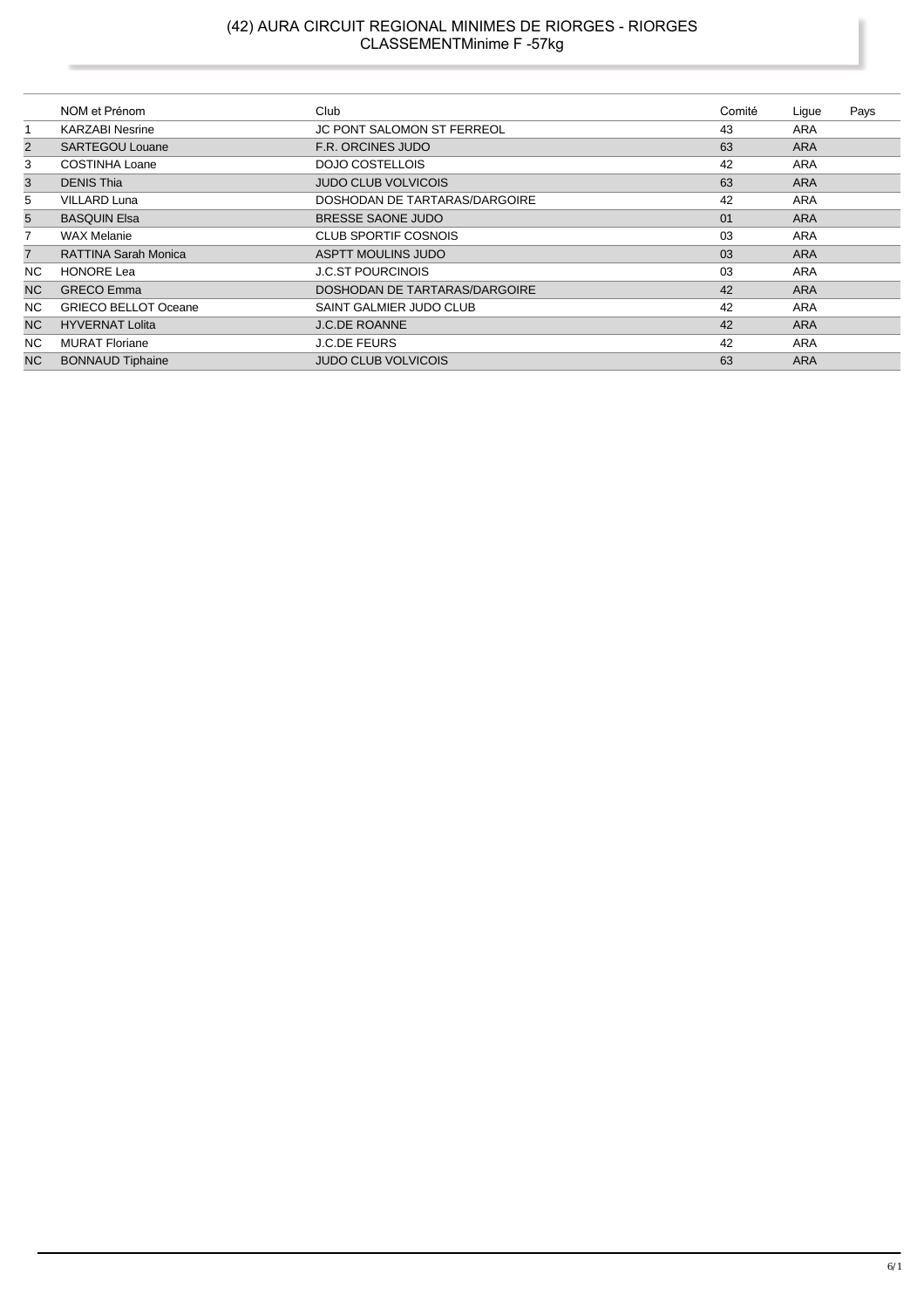# (42) AURA CIRCUIT REGIONAL MINIMES DE RIORGES - RIORGES
## CLASSEMENTMinime F -57kg

| | NOM et Prénom | Club | Comité | Ligue | Pays |
|---|---|---|---|---|---|
| 1 | KARZABI Nesrine | JC PONT SALOMON ST FERREOL | 43 | ARA | |
| 2 | SARTEGOU Louane | F.R. ORCINES JUDO | 63 | ARA | |
| 3 | COSTINHA Loane | DOJO COSTELLOIS | 42 | ARA | |
| 3 | DENIS Thia | JUDO CLUB VOLVICOIS | 63 | ARA | |
| 5 | VILLARD Luna | DOSHODAN DE TARTARAS/DARGOIRE | 42 | ARA | |
| 5 | BASQUIN Elsa | BRESSE SAONE JUDO | 01 | ARA | |
| 7 | WAX Melanie | CLUB SPORTIF COSNOIS | 03 | ARA | |
| 7 | RATTINA Sarah Monica | ASPTT MOULINS JUDO | 03 | ARA | |
| NC | HONORE Lea | J.C.ST POURCINOIS | 03 | ARA | |
| NC | GRECO Emma | DOSHODAN DE TARTARAS/DARGOIRE | 42 | ARA | |
| NC | GRIECO BELLOT Oceane | SAINT GALMIER JUDO CLUB | 42 | ARA | |
| NC | HYVERNAT Lolita | J.C.DE ROANNE | 42 | ARA | |
| NC | MURAT Floriane | J.C.DE FEURS | 42 | ARA | |
| NC | BONNAUD Tiphaine | JUDO CLUB VOLVICOIS | 63 | ARA | |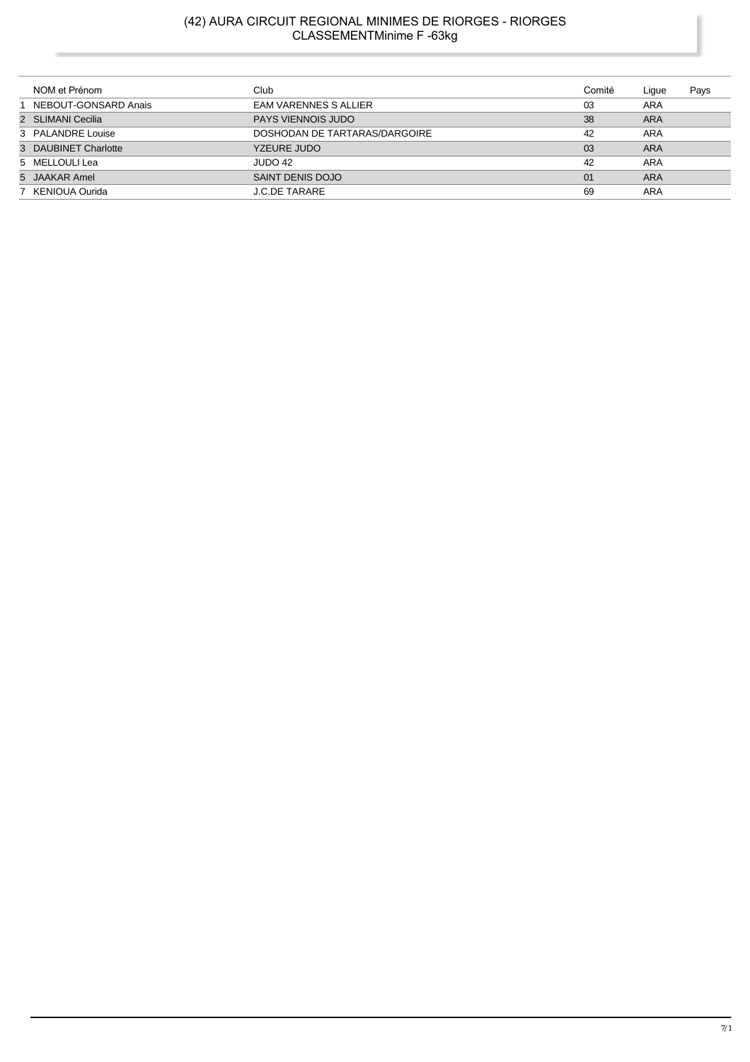# (42) AURA CIRCUIT REGIONAL MINIMES DE RIORGES - RIORGES
## CLASSEMENTMinime F -63kg

| | NOM et Prénom | Club | Comité | Ligue | Pays |
|---|---|---|---|---|---|
| 1 | NEBOUT-GONSARD Anais | EAM VARENNES S ALLIER | 03 | ARA | |
| 2 | SLIMANI Cecilia | PAYS VIENNOIS JUDO | 38 | ARA | |
| 3 | PALANDRE Louise | DOSHODAN DE TARTARAS/DARGOIRE | 42 | ARA | |
| 3 | DAUBINET Charlotte | YZEURE JUDO | 03 | ARA | |
| 5 | MELLOULI Lea | JUDO 42 | 42 | ARA | |
| 5 | JAAKAR Amel | SAINT DENIS DOJO | 01 | ARA | |
| 7 | KENIOUA Ourida | J.C.DE TARARE | 69 | ARA | |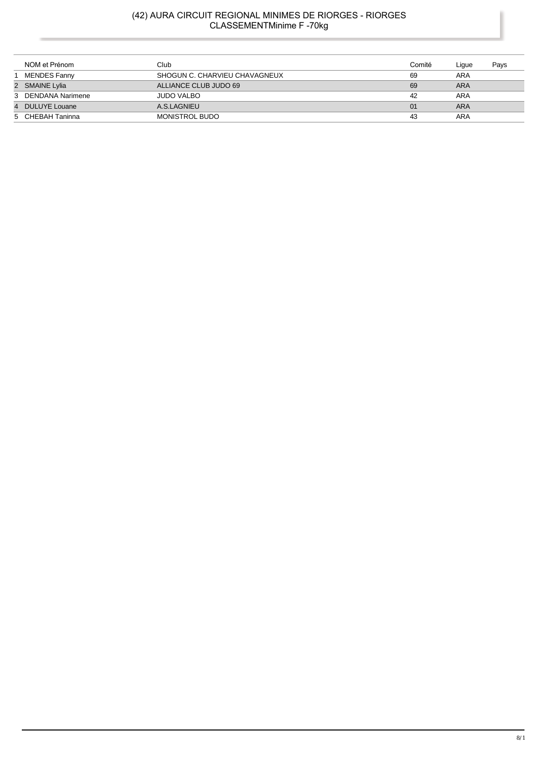# (42) AURA CIRCUIT REGIONAL MINIMES DE RIORGES - RIORGES

## CLASSEMENTMinime F -70kg

| | NOM et Prénom | Club | Comité | Ligue | Pays |
|---|---|---|---|---|---|
| 1 | MENDES Fanny | SHOGUN C. CHARVIEU CHAVAGNEUX | 69 | ARA | |
| 2 | SMAINE Lylia | ALLIANCE CLUB JUDO 69 | 69 | ARA | |
| 3 | DENDANA Narimene | JUDO VALBO | 42 | ARA | |
| 4 | DULUYE Louane | A.S.LAGNIEU | 01 | ARA | |
| 5 | CHEBAH Taninna | MONISTROL BUDO | 43 | ARA | |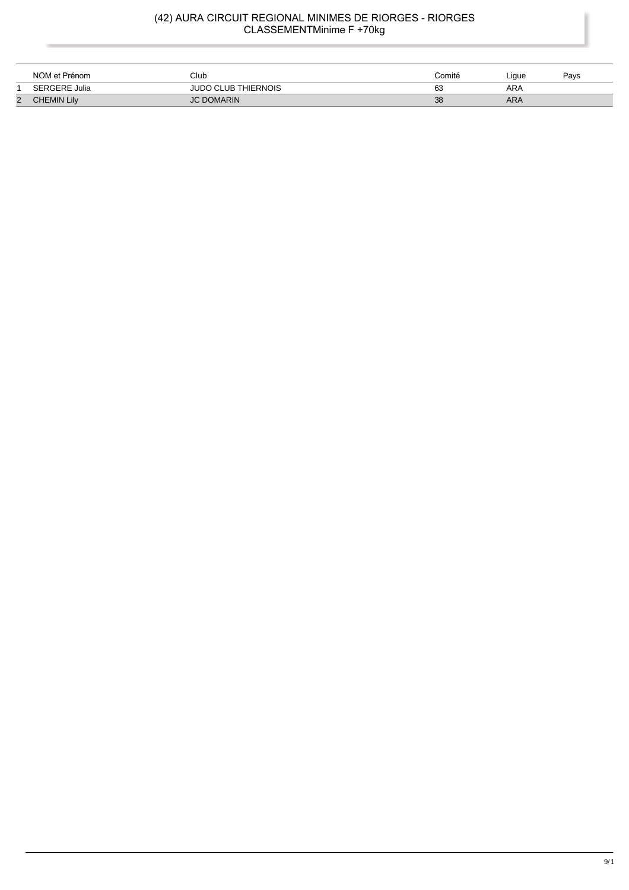# (42) AURA CIRCUIT REGIONAL MINIMES DE RIORGES - RIORGES
## CLASSEMENTMinime F +70kg

| | NOM et Prénom | Club | Comité | Ligue | Pays |
|---|---|---|---|---|---|
| 1 | SERGERE Julia | JUDO CLUB THIERNOIS | 63 | ARA | |
| 2 | CHEMIN Lily | JC DOMARIN | 38 | ARA | |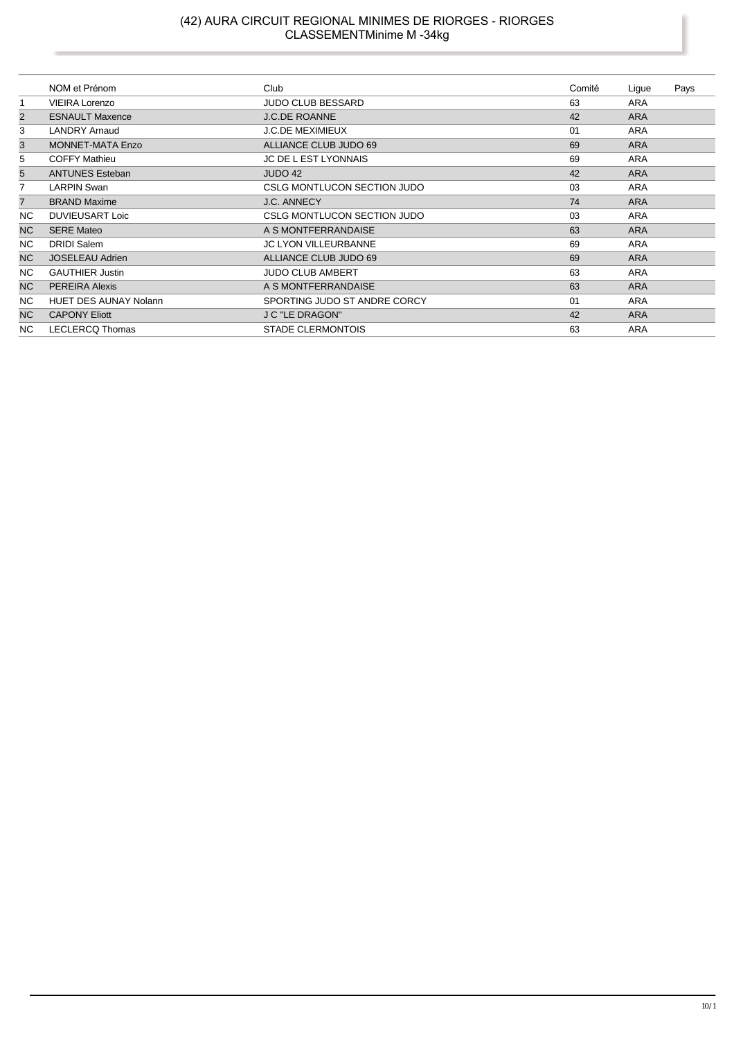# (42) AURA CIRCUIT REGIONAL MINIMES DE RIORGES - RIORGES

## CLASSEMENTMinime M -34kg

| | NOM et Prénom | Club | Comité | Ligue | Pays |
|---|---|---|---|---|---|
| 1 | VIEIRA Lorenzo | JUDO CLUB BESSARD | 63 | ARA | |
| 2 | ESNAULT Maxence | J.C.DE ROANNE | 42 | ARA | |
| 3 | LANDRY Arnaud | J.C.DE MEXIMIEUX | 01 | ARA | |
| 3 | MONNET-MATA Enzo | ALLIANCE CLUB JUDO 69 | 69 | ARA | |
| 5 | COFFY Mathieu | JC DE L EST LYONNAIS | 69 | ARA | |
| 5 | ANTUNES Esteban | JUDO 42 | 42 | ARA | |
| 7 | LARPIN Swan | CSLG MONTLUCON SECTION JUDO | 03 | ARA | |
| 7 | BRAND Maxime | J.C. ANNECY | 74 | ARA | |
| NC | DUVIEUSART Loic | CSLG MONTLUCON SECTION JUDO | 03 | ARA | |
| NC | SERE Mateo | A S MONTFERRANDAISE | 63 | ARA | |
| NC | DRIDI Salem | JC LYON VILLEURBANNE | 69 | ARA | |
| NC | JOSELEAU Adrien | ALLIANCE CLUB JUDO 69 | 69 | ARA | |
| NC | GAUTHIER Justin | JUDO CLUB AMBERT | 63 | ARA | |
| NC | PEREIRA Alexis | A S MONTFERRANDAISE | 63 | ARA | |
| NC | HUET DES AUNAY Nolann | SPORTING JUDO ST ANDRE CORCY | 01 | ARA | |
| NC | CAPONY Eliott | J C "LE DRAGON" | 42 | ARA | |
| NC | LECLERCQ Thomas | STADE CLERMONTOIS | 63 | ARA | |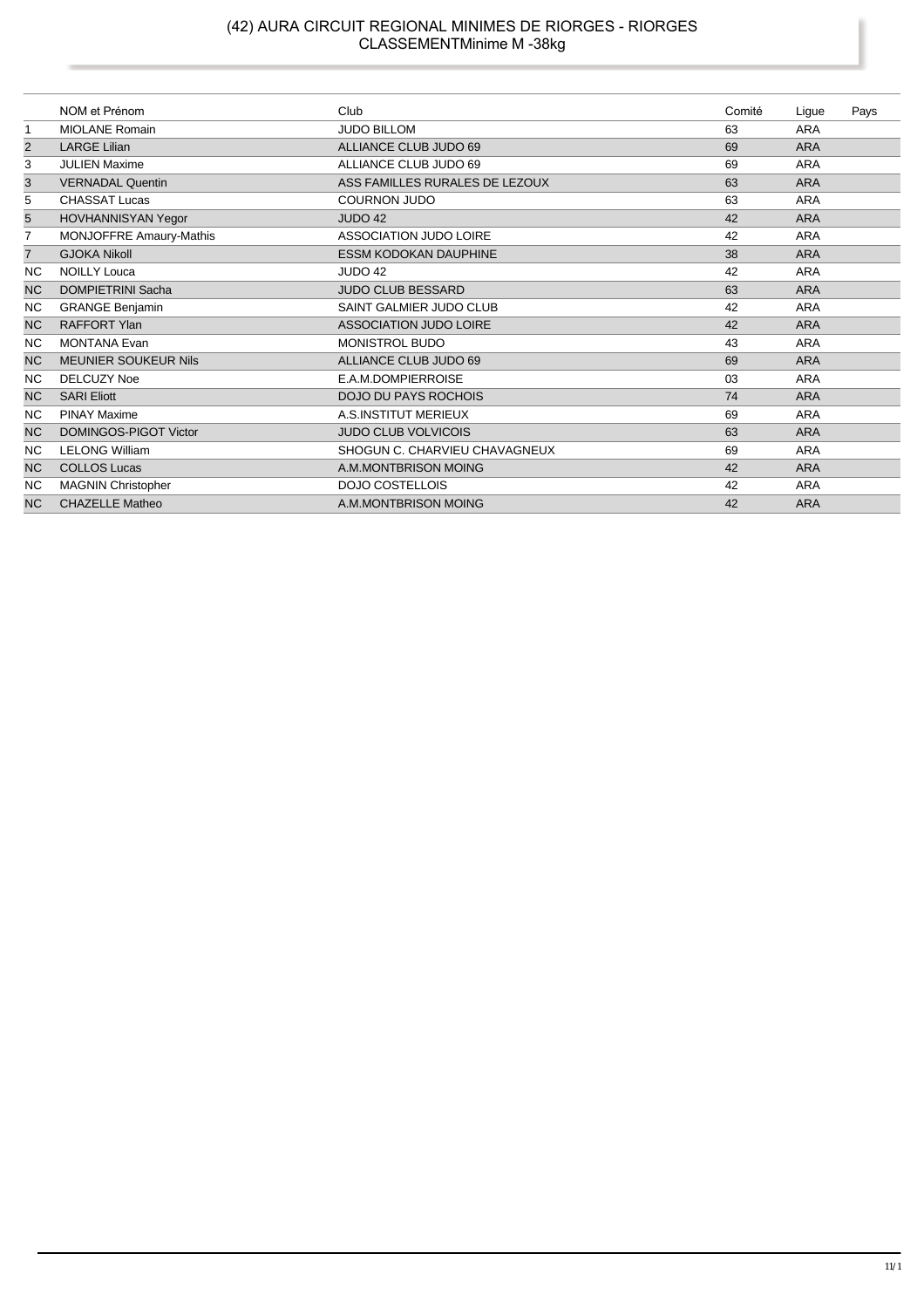# (42) AURA CIRCUIT REGIONAL MINIMES DE RIORGES - RIORGES
## CLASSEMENTMinime M -38kg

| | NOM et Prénom | Club | Comité | Ligue | Pays |
|---|---|---|---|---|---|
| 1 | MIOLANE Romain | JUDO BILLOM | 63 | ARA | |
| 2 | LARGE Lilian | ALLIANCE CLUB JUDO 69 | 69 | ARA | |
| 3 | JULIEN Maxime | ALLIANCE CLUB JUDO 69 | 69 | ARA | |
| 3 | VERNADAL Quentin | ASS FAMILLES RURALES DE LEZOUX | 63 | ARA | |
| 5 | CHASSAT Lucas | COURNON JUDO | 63 | ARA | |
| 5 | HOVHANNISYAN Yegor | JUDO 42 | 42 | ARA | |
| 7 | MONJOFFRE Amaury-Mathis | ASSOCIATION JUDO LOIRE | 42 | ARA | |
| 7 | GJOKA Nikoll | ESSM KODOKAN DAUPHINE | 38 | ARA | |
| NC | NOILLY Louca | JUDO 42 | 42 | ARA | |
| NC | DOMPIETRINI Sacha | JUDO CLUB BESSARD | 63 | ARA | |
| NC | GRANGE Benjamin | SAINT GALMIER JUDO CLUB | 42 | ARA | |
| NC | RAFFORT Ylan | ASSOCIATION JUDO LOIRE | 42 | ARA | |
| NC | MONTANA Evan | MONISTROL BUDO | 43 | ARA | |
| NC | MEUNIER SOUKEUR Nils | ALLIANCE CLUB JUDO 69 | 69 | ARA | |
| NC | DELCUZY Noe | E.A.M.DOMPIERROISE | 03 | ARA | |
| NC | SARI Eliott | DOJO DU PAYS ROCHOIS | 74 | ARA | |
| NC | PINAY Maxime | A.S.INSTITUT MERIEUX | 69 | ARA | |
| NC | DOMINGOS-PIGOT Victor | JUDO CLUB VOLVICOIS | 63 | ARA | |
| NC | LELONG William | SHOGUN C. CHARVIEU CHAVAGNEUX | 69 | ARA | |
| NC | COLLOS Lucas | A.M.MONTBRISON MOING | 42 | ARA | |
| NC | MAGNIN Christopher | DOJO COSTELLOIS | 42 | ARA | |
| NC | CHAZELLE Matheo | A.M.MONTBRISON MOING | 42 | ARA | |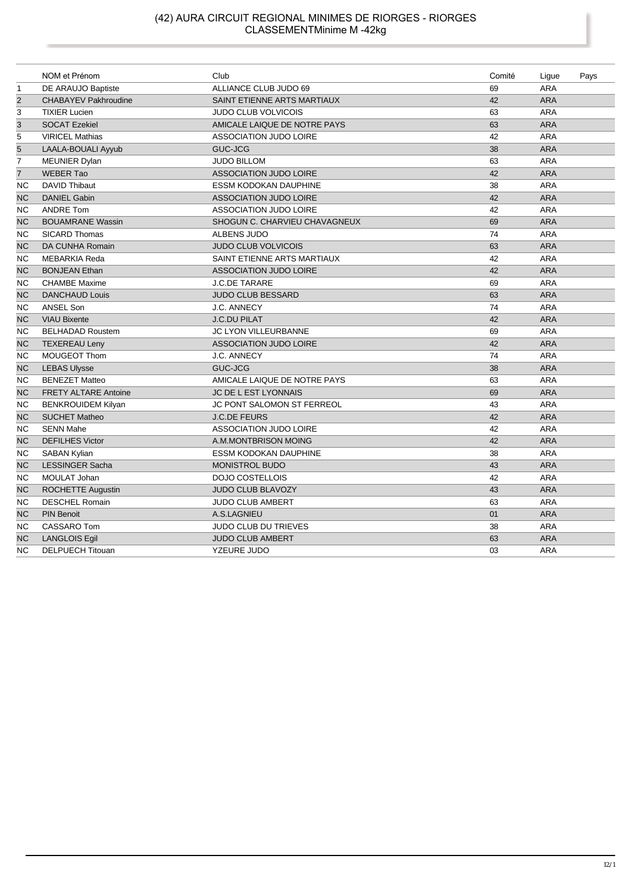# (42) AURA CIRCUIT REGIONAL MINIMES DE RIORGES - RIORGES
## CLASSEMENTMinime M -42kg

| | NOM et Prénom | Club | Comité | Ligue | Pays |
|---|---|---|---|---|---|
| 1 | DE ARAUJO Baptiste | ALLIANCE CLUB JUDO 69 | 69 | ARA | |
| 2 | CHABAYEV Pakhroudine | SAINT ETIENNE ARTS MARTIAUX | 42 | ARA | |
| 3 | TIXIER Lucien | JUDO CLUB VOLVICOIS | 63 | ARA | |
| 3 | SOCAT Ezekiel | AMICALE LAIQUE DE NOTRE PAYS | 63 | ARA | |
| 5 | VIRICEL Mathias | ASSOCIATION JUDO LOIRE | 42 | ARA | |
| 5 | LAALA-BOUALI Ayyub | GUC-JCG | 38 | ARA | |
| 7 | MEUNIER Dylan | JUDO BILLOM | 63 | ARA | |
| 7 | WEBER Tao | ASSOCIATION JUDO LOIRE | 42 | ARA | |
| NC | DAVID Thibaut | ESSM KODOKAN DAUPHINE | 38 | ARA | |
| NC | DANIEL Gabin | ASSOCIATION JUDO LOIRE | 42 | ARA | |
| NC | ANDRE Tom | ASSOCIATION JUDO LOIRE | 42 | ARA | |
| NC | BOUAMRANE Wassin | SHOGUN C. CHARVIEU CHAVAGNEUX | 69 | ARA | |
| NC | SICARD Thomas | ALBENS JUDO | 74 | ARA | |
| NC | DA CUNHA Romain | JUDO CLUB VOLVICOIS | 63 | ARA | |
| NC | MEBARKIA Reda | SAINT ETIENNE ARTS MARTIAUX | 42 | ARA | |
| NC | BONJEAN Ethan | ASSOCIATION JUDO LOIRE | 42 | ARA | |
| NC | CHAMBE Maxime | J.C.DE TARARE | 69 | ARA | |
| NC | DANCHAUD Louis | JUDO CLUB BESSARD | 63 | ARA | |
| NC | ANSEL Son | J.C. ANNECY | 74 | ARA | |
| NC | VIAU Bixente | J.C.DU PILAT | 42 | ARA | |
| NC | BELHADAD Roustem | JC LYON VILLEURBANNE | 69 | ARA | |
| NC | TEXEREAU Leny | ASSOCIATION JUDO LOIRE | 42 | ARA | |
| NC | MOUGEOT Thom | J.C. ANNECY | 74 | ARA | |
| NC | LEBAS Ulysse | GUC-JCG | 38 | ARA | |
| NC | BENEZET Matteo | AMICALE LAIQUE DE NOTRE PAYS | 63 | ARA | |
| NC | FRETY ALTARE Antoine | JC DE L EST LYONNAIS | 69 | ARA | |
| NC | BENKROUIDEM Kilyan | JC PONT SALOMON ST FERREOL | 43 | ARA | |
| NC | SUCHET Matheo | J.C.DE FEURS | 42 | ARA | |
| NC | SENN Mahe | ASSOCIATION JUDO LOIRE | 42 | ARA | |
| NC | DEFILHES Victor | A.M.MONTBRISON MOING | 42 | ARA | |
| NC | SABAN Kylian | ESSM KODOKAN DAUPHINE | 38 | ARA | |
| NC | LESSINGER Sacha | MONISTROL BUDO | 43 | ARA | |
| NC | MOULAT Johan | DOJO COSTELLOIS | 42 | ARA | |
| NC | ROCHETTE Augustin | JUDO CLUB BLAVOZY | 43 | ARA | |
| NC | DESCHEL Romain | JUDO CLUB AMBERT | 63 | ARA | |
| NC | PIN Benoit | A.S.LAGNIEU | 01 | ARA | |
| NC | CASSARO Tom | JUDO CLUB DU TRIEVES | 38 | ARA | |
| NC | LANGLOIS Egil | JUDO CLUB AMBERT | 63 | ARA | |
| NC | DELPUECH Titouan | YZEURE JUDO | 03 | ARA | |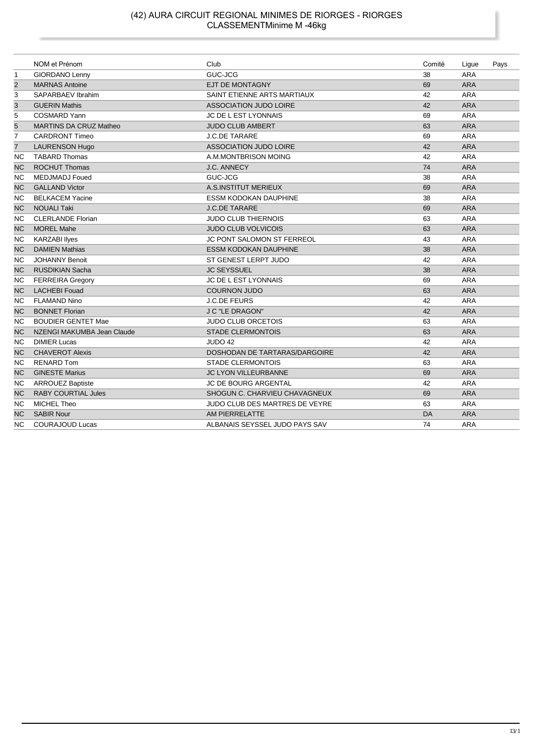# (42) AURA CIRCUIT REGIONAL MINIMES DE RIORGES - RIORGES
## CLASSEMENTMinime M -46kg

| | NOM et Prénom | Club | Comité | Ligue | Pays |
|---|---|---|---|---|---|
| 1 | GIORDANO Lenny | GUC-JCG | 38 | ARA | |
| 2 | MARNAS Antoine | EJT DE MONTAGNY | 69 | ARA | |
| 3 | SAPARBAEV Ibrahim | SAINT ETIENNE ARTS MARTIAUX | 42 | ARA | |
| 3 | GUERIN Mathis | ASSOCIATION JUDO LOIRE | 42 | ARA | |
| 5 | COSMARD Yann | JC DE L EST LYONNAIS | 69 | ARA | |
| 5 | MARTINS DA CRUZ Matheo | JUDO CLUB AMBERT | 63 | ARA | |
| 7 | CARDRONT Timeo | J.C.DE TARARE | 69 | ARA | |
| 7 | LAURENSON Hugo | ASSOCIATION JUDO LOIRE | 42 | ARA | |
| NC | TABARD Thomas | A.M.MONTBRISON MOING | 42 | ARA | |
| NC | ROCHUT Thomas | J.C. ANNECY | 74 | ARA | |
| NC | MEDJMADJ Foued | GUC-JCG | 38 | ARA | |
| NC | GALLAND Victor | A.S.INSTITUT MERIEUX | 69 | ARA | |
| NC | BELKACEM Yacine | ESSM KODOKAN DAUPHINE | 38 | ARA | |
| NC | NOUALI Taki | J.C.DE TARARE | 69 | ARA | |
| NC | CLERLANDE Florian | JUDO CLUB THIERNOIS | 63 | ARA | |
| NC | MOREL Mahe | JUDO CLUB VOLVICOIS | 63 | ARA | |
| NC | KARZABI Ilyes | JC PONT SALOMON ST FERREOL | 43 | ARA | |
| NC | DAMIEN Mathias | ESSM KODOKAN DAUPHINE | 38 | ARA | |
| NC | JOHANNY Benoit | ST GENEST LERPT JUDO | 42 | ARA | |
| NC | RUSDIKIAN Sacha | JC SEYSSUEL | 38 | ARA | |
| NC | FERREIRA Gregory | JC DE L EST LYONNAIS | 69 | ARA | |
| NC | LACHEBI Fouad | COURNON JUDO | 63 | ARA | |
| NC | FLAMAND Nino | J.C.DE FEURS | 42 | ARA | |
| NC | BONNET Florian | J C "LE DRAGON" | 42 | ARA | |
| NC | BOUDIER GENTET Mae | JUDO CLUB ORCETOIS | 63 | ARA | |
| NC | NZENGI MAKUMBA Jean Claude | STADE CLERMONTOIS | 63 | ARA | |
| NC | DIMIER Lucas | JUDO 42 | 42 | ARA | |
| NC | CHAVEROT Alexis | DOSHODAN DE TARTARAS/DARGOIRE | 42 | ARA | |
| NC | RENARD Tom | STADE CLERMONTOIS | 63 | ARA | |
| NC | GINESTE Marius | JC LYON VILLEURBANNE | 69 | ARA | |
| NC | ARROUEZ Baptiste | JC DE BOURG ARGENTAL | 42 | ARA | |
| NC | RABY COURTIAL Jules | SHOGUN C. CHARVIEU CHAVAGNEUX | 69 | ARA | |
| NC | MICHEL Theo | JUDO CLUB DES MARTRES DE VEYRE | 63 | ARA | |
| NC | SABIR Nour | AM PIERRELATTE | DA | ARA | |
| NC | COURAJOUD Lucas | ALBANAIS SEYSSEL JUDO PAYS SAV | 74 | ARA | |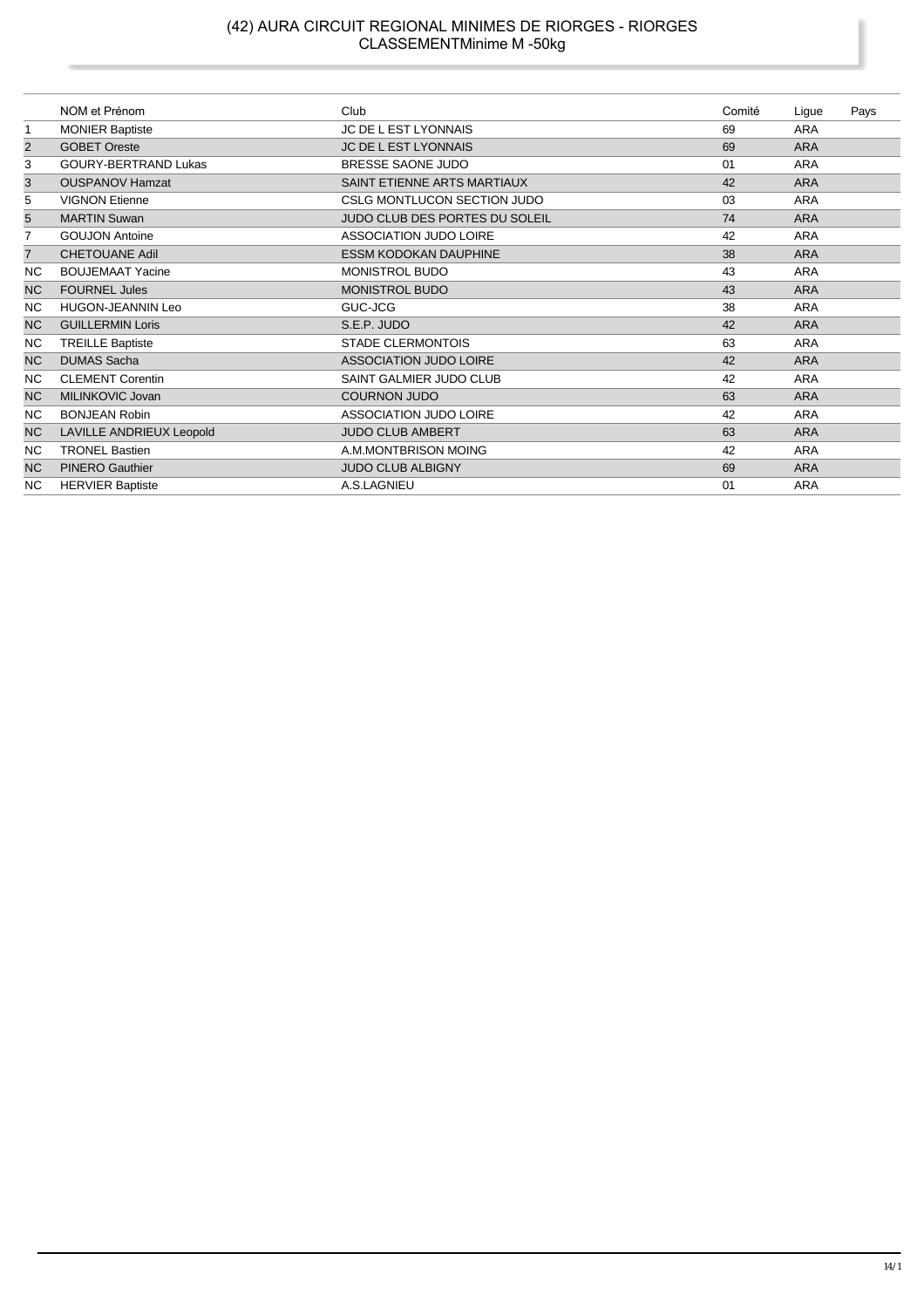# (42) AURA CIRCUIT REGIONAL MINIMES DE RIORGES - RIORGES
## CLASSEMENTMinime M -50kg

| | NOM et Prénom | Club | Comité | Ligue | Pays |
|---|---|---|---|---|---|
| 1 | MONIER Baptiste | JC DE L EST LYONNAIS | 69 | ARA | |
| 2 | GOBET Oreste | JC DE L EST LYONNAIS | 69 | ARA | |
| 3 | GOURY-BERTRAND Lukas | BRESSE SAONE JUDO | 01 | ARA | |
| 3 | OUSPANOV Hamzat | SAINT ETIENNE ARTS MARTIAUX | 42 | ARA | |
| 5 | VIGNON Etienne | CSLG MONTLUCON SECTION JUDO | 03 | ARA | |
| 5 | MARTIN Suwan | JUDO CLUB DES PORTES DU SOLEIL | 74 | ARA | |
| 7 | GOUJON Antoine | ASSOCIATION JUDO LOIRE | 42 | ARA | |
| 7 | CHETOUANE Adil | ESSM KODOKAN DAUPHINE | 38 | ARA | |
| NC | BOUJEMAAT Yacine | MONISTROL BUDO | 43 | ARA | |
| NC | FOURNEL Jules | MONISTROL BUDO | 43 | ARA | |
| NC | HUGON-JEANNIN Leo | GUC-JCG | 38 | ARA | |
| NC | GUILLERMIN Loris | S.E.P. JUDO | 42 | ARA | |
| NC | TREILLE Baptiste | STADE CLERMONTOIS | 63 | ARA | |
| NC | DUMAS Sacha | ASSOCIATION JUDO LOIRE | 42 | ARA | |
| NC | CLEMENT Corentin | SAINT GALMIER JUDO CLUB | 42 | ARA | |
| NC | MILINKOVIC Jovan | COURNON JUDO | 63 | ARA | |
| NC | BONJEAN Robin | ASSOCIATION JUDO LOIRE | 42 | ARA | |
| NC | LAVILLE ANDRIEUX Leopold | JUDO CLUB AMBERT | 63 | ARA | |
| NC | TRONEL Bastien | A.M.MONTBRISON MOING | 42 | ARA | |
| NC | PINERO Gauthier | JUDO CLUB ALBIGNY | 69 | ARA | |
| NC | HERVIER Baptiste | A.S.LAGNIEU | 01 | ARA | |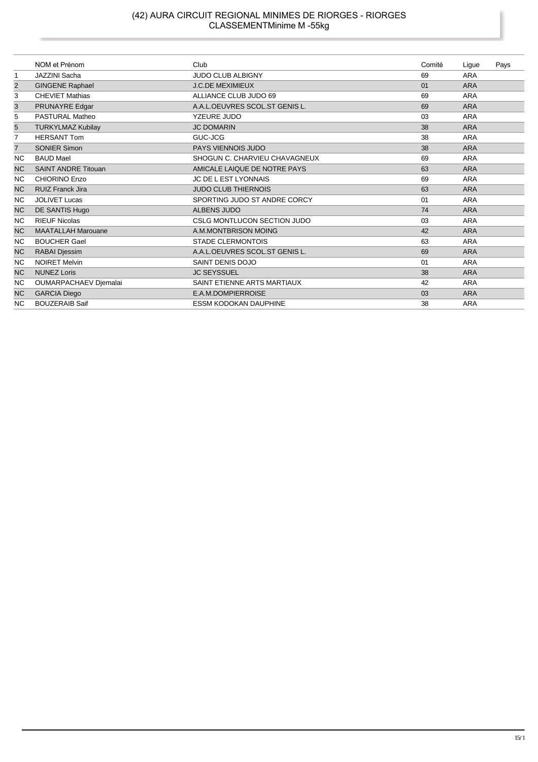# (42) AURA CIRCUIT REGIONAL MINIMES DE RIORGES - RIORGES

## CLASSEMENTMinime M -55kg

| | NOM et Prénom | Club | Comité | Ligue | Pays |
|---|---|---|---|---|---|
| 1 | JAZZINI Sacha | JUDO CLUB ALBIGNY | 69 | ARA | |
| 2 | GINGENE Raphael | J.C.DE MEXIMIEUX | 01 | ARA | |
| 3 | CHEVIET Mathias | ALLIANCE CLUB JUDO 69 | 69 | ARA | |
| 3 | PRUNAYRE Edgar | A.A.L.OEUVRES SCOL.ST GENIS L. | 69 | ARA | |
| 5 | PASTURAL Matheo | YZEURE JUDO | 03 | ARA | |
| 5 | TURKYLMAZ Kubilay | JC DOMARIN | 38 | ARA | |
| 7 | HERSANT Tom | GUC-JCG | 38 | ARA | |
| 7 | SONIER Simon | PAYS VIENNOIS JUDO | 38 | ARA | |
| NC | BAUD Mael | SHOGUN C. CHARVIEU CHAVAGNEUX | 69 | ARA | |
| NC | SAINT ANDRE Titouan | AMICALE LAIQUE DE NOTRE PAYS | 63 | ARA | |
| NC | CHIORINO Enzo | JC DE L EST LYONNAIS | 69 | ARA | |
| NC | RUIZ Franck Jira | JUDO CLUB THIERNOIS | 63 | ARA | |
| NC | JOLIVET Lucas | SPORTING JUDO ST ANDRE CORCY | 01 | ARA | |
| NC | DE SANTIS Hugo | ALBENS JUDO | 74 | ARA | |
| NC | RIEUF Nicolas | CSLG MONTLUCON SECTION JUDO | 03 | ARA | |
| NC | MAATALLAH Marouane | A.M.MONTBRISON MOING | 42 | ARA | |
| NC | BOUCHER Gael | STADE CLERMONTOIS | 63 | ARA | |
| NC | RABAI Djessim | A.A.L.OEUVRES SCOL.ST GENIS L. | 69 | ARA | |
| NC | NOIRET Melvin | SAINT DENIS DOJO | 01 | ARA | |
| NC | NUNEZ Loris | JC SEYSSUEL | 38 | ARA | |
| NC | OUMARPACHAEV Djemalai | SAINT ETIENNE ARTS MARTIAUX | 42 | ARA | |
| NC | GARCIA Diego | E.A.M.DOMPIERROISE | 03 | ARA | |
| NC | BOUZERAIB Saif | ESSM KODOKAN DAUPHINE | 38 | ARA | |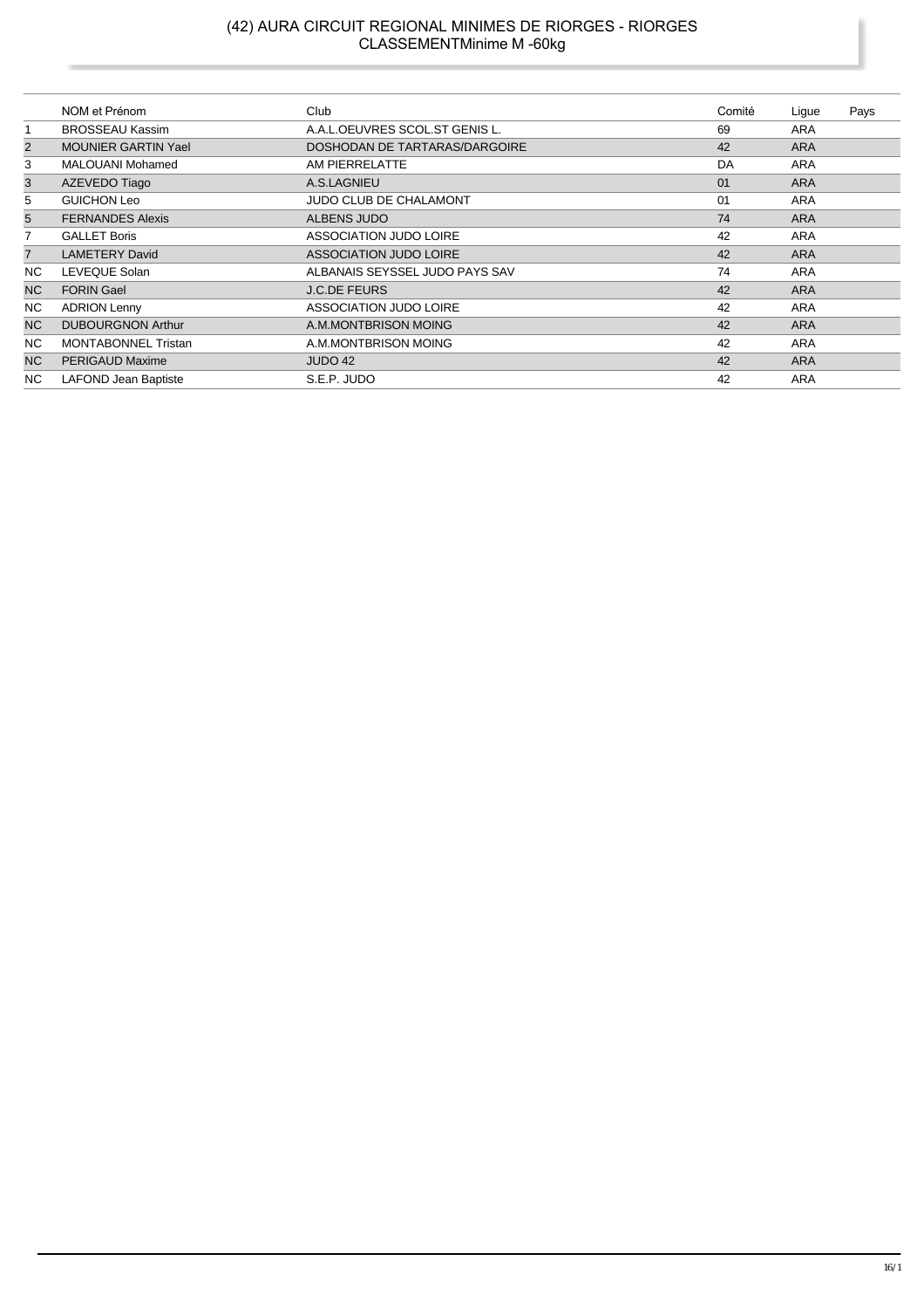# (42) AURA CIRCUIT REGIONAL MINIMES DE RIORGES - RIORGES
## CLASSEMENTMinime M -60kg

| | NOM et Prénom | Club | Comité | Ligue | Pays |
|---|---|---|---|---|---|
| 1 | BROSSEAU Kassim | A.A.L.OEUVRES SCOL.ST GENIS L. | 69 | ARA | |
| 2 | MOUNIER GARTIN Yael | DOSHODAN DE TARTARAS/DARGOIRE | 42 | ARA | |
| 3 | MALOUANI Mohamed | AM PIERRELATTE | DA | ARA | |
| 3 | AZEVEDO Tiago | A.S.LAGNIEU | 01 | ARA | |
| 5 | GUICHON Leo | JUDO CLUB DE CHALAMONT | 01 | ARA | |
| 5 | FERNANDES Alexis | ALBENS JUDO | 74 | ARA | |
| 7 | GALLET Boris | ASSOCIATION JUDO LOIRE | 42 | ARA | |
| 7 | LAMETERY David | ASSOCIATION JUDO LOIRE | 42 | ARA | |
| NC | LEVEQUE Solan | ALBANAIS SEYSSEL JUDO PAYS SAV | 74 | ARA | |
| NC | FORIN Gael | J.C.DE FEURS | 42 | ARA | |
| NC | ADRION Lenny | ASSOCIATION JUDO LOIRE | 42 | ARA | |
| NC | DUBOURGNON Arthur | A.M.MONTBRISON MOING | 42 | ARA | |
| NC | MONTABONNEL Tristan | A.M.MONTBRISON MOING | 42 | ARA | |
| NC | PERIGAUD Maxime | JUDO 42 | 42 | ARA | |
| NC | LAFOND Jean Baptiste | S.E.P. JUDO | 42 | ARA | |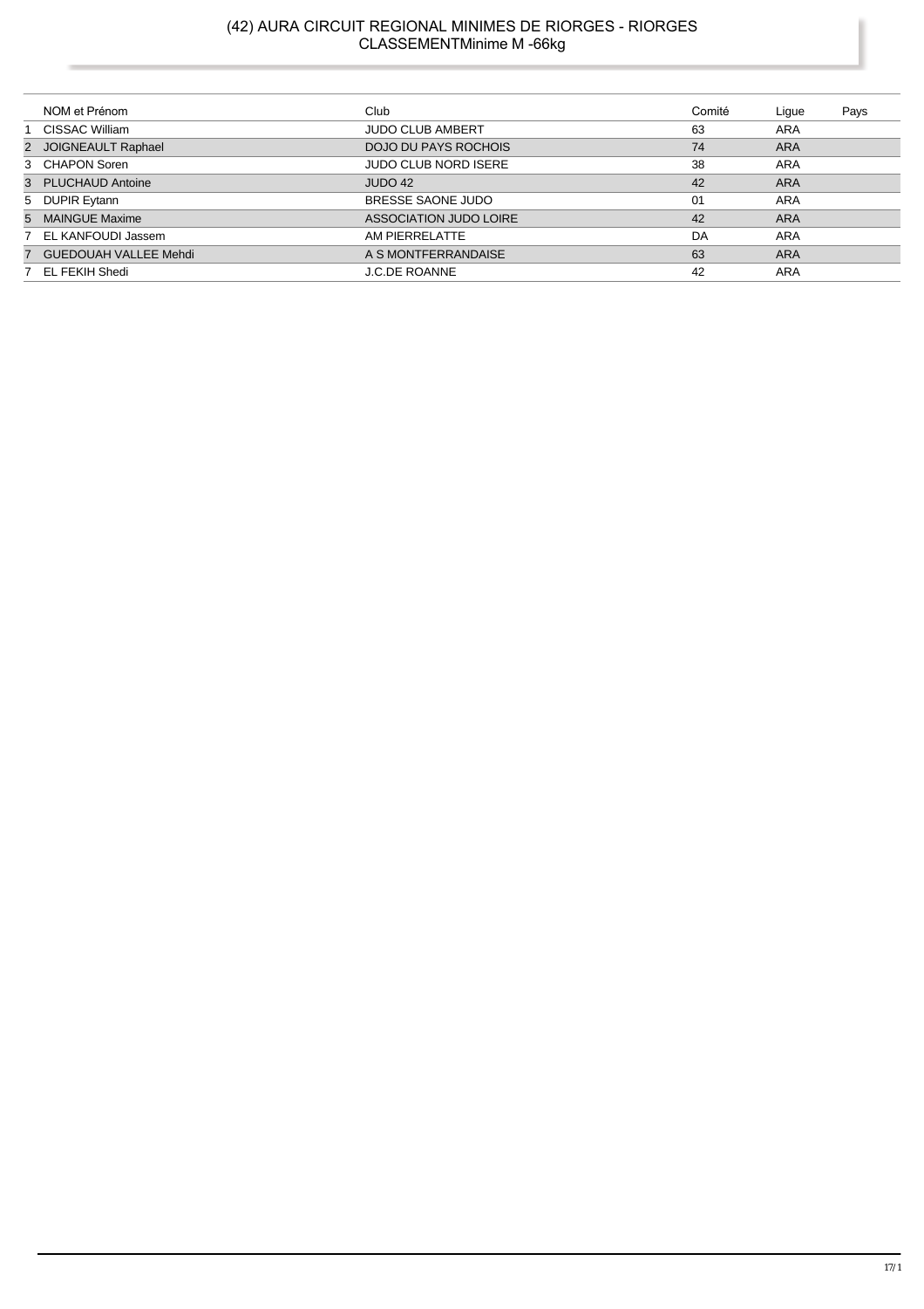# (42) AURA CIRCUIT REGIONAL MINIMES DE RIORGES - RIORGES
## CLASSEMENTMinime M -66kg

| | NOM et Prénom | Club | Comité | Ligue | Pays |
|---|---|---|---|---|---|
| 1 | CISSAC William | JUDO CLUB AMBERT | 63 | ARA | |
| 2 | JOIGNEAULT Raphael | DOJO DU PAYS ROCHOIS | 74 | ARA | |
| 3 | CHAPON Soren | JUDO CLUB NORD ISERE | 38 | ARA | |
| 3 | PLUCHAUD Antoine | JUDO 42 | 42 | ARA | |
| 5 | DUPIR Eytann | BRESSE SAONE JUDO | 01 | ARA | |
| 5 | MAINGUE Maxime | ASSOCIATION JUDO LOIRE | 42 | ARA | |
| 7 | EL KANFOUDI Jassem | AM PIERRELATTE | DA | ARA | |
| 7 | GUEDOUAH VALLEE Mehdi | A S MONTFERRANDAISE | 63 | ARA | |
| 7 | EL FEKIH Shedi | J.C.DE ROANNE | 42 | ARA | |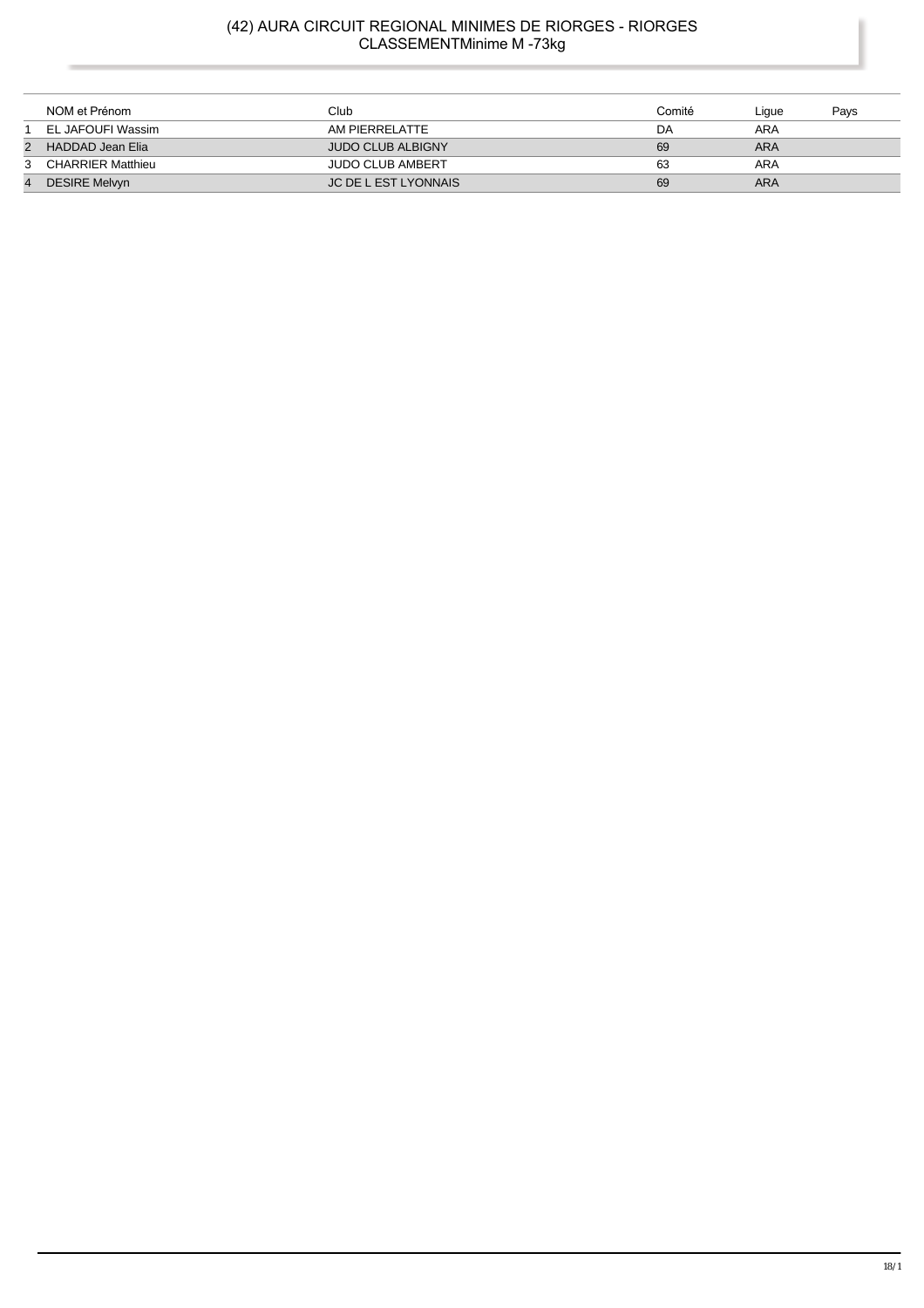# (42) AURA CIRCUIT REGIONAL MINIMES DE RIORGES - RIORGES
## CLASSEMENTMinime M -73kg

| | NOM et Prénom | Club | Comité | Ligue | Pays |
|---|---|---|---|---|---|
| 1 | EL JAFOUFI Wassim | AM PIERRELATTE | DA | ARA | |
| 2 | HADDAD Jean Elia | JUDO CLUB ALBIGNY | 69 | ARA | |
| 3 | CHARRIER Matthieu | JUDO CLUB AMBERT | 63 | ARA | |
| 4 | DESIRE Melvyn | JC DE L EST LYONNAIS | 69 | ARA | |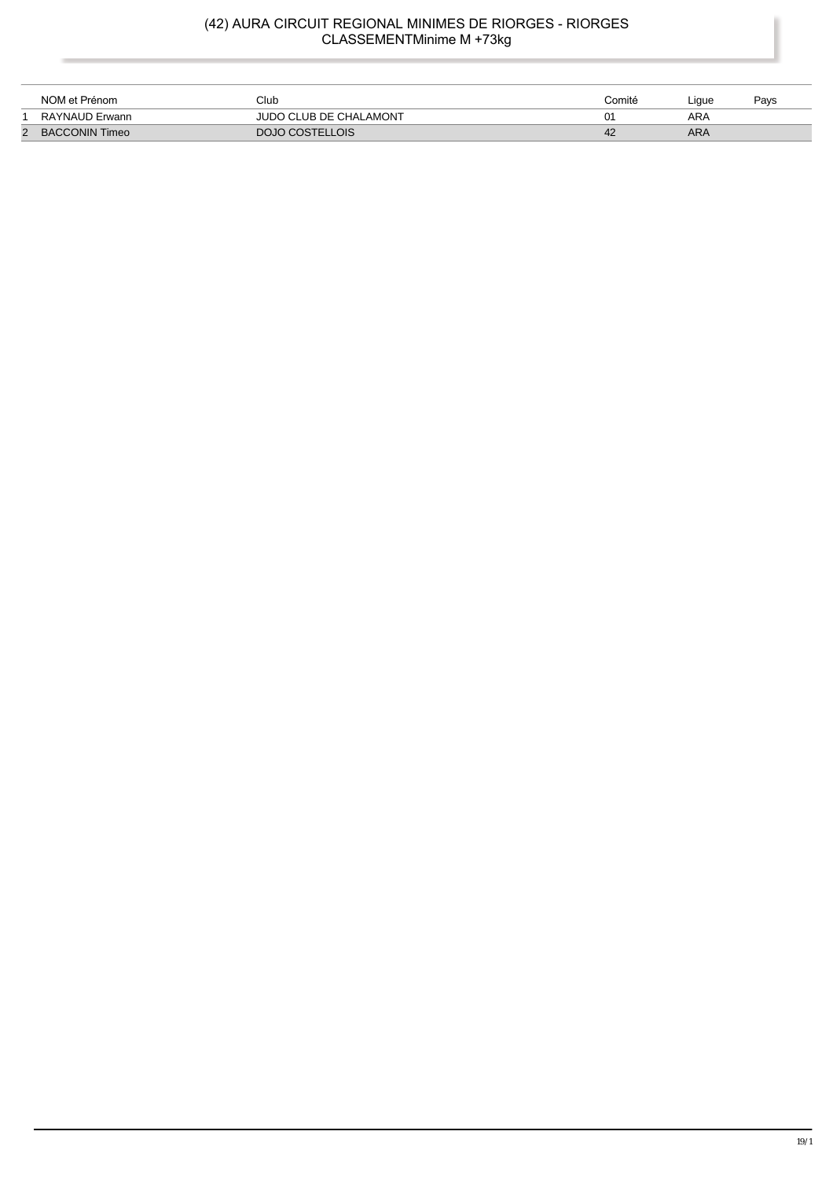# (42) AURA CIRCUIT REGIONAL MINIMES DE RIORGES - RIORGES
## CLASSEMENTMinime M +73kg

| | NOM et Prénom | Club | Comité | Ligue | Pays |
|---|---|---|---|---|---|
| 1 | RAYNAUD Erwann | JUDO CLUB DE CHALAMONT | 01 | ARA | |
| 2 | BACCONIN Timeo | DOJO COSTELLOIS | 42 | ARA | |